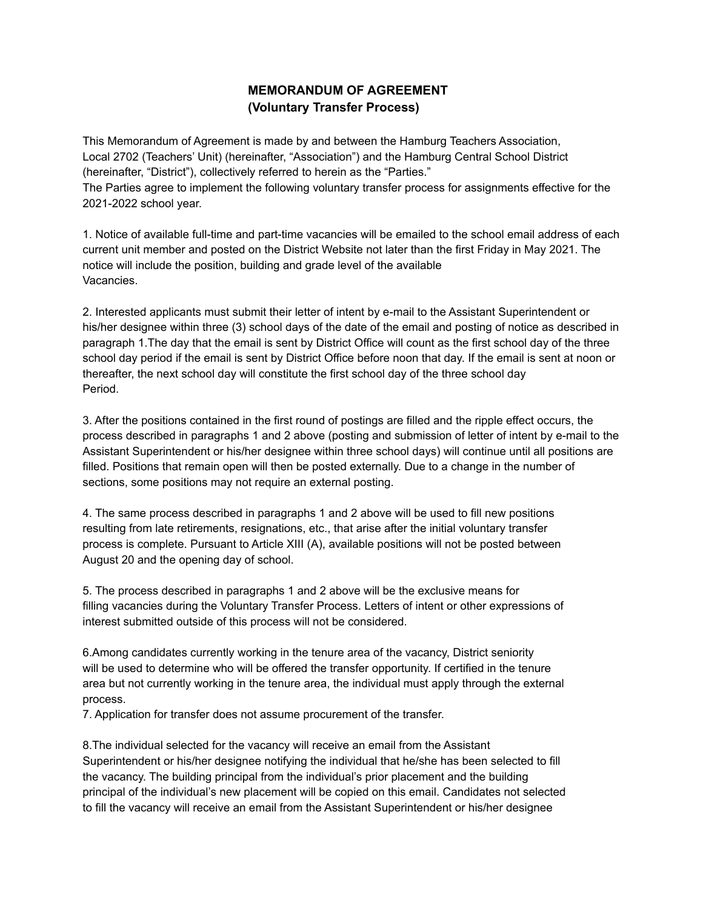# MEMORANDUM OF AGREEMENT
## (Voluntary Transfer Process)

This Memorandum of Agreement is made by and between the Hamburg Teachers Association, Local 2702 (Teachers' Unit) (hereinafter, "Association") and the Hamburg Central School District (hereinafter, "District"), collectively referred to herein as the "Parties."
The Parties agree to implement the following voluntary transfer process for assignments effective for the 2021-2022 school year.

1. Notice of available full-time and part-time vacancies will be emailed to the school email address of each current unit member and posted on the District Website not later than the first Friday in May 2021. The notice will include the position, building and grade level of the available Vacancies.

2. Interested applicants must submit their letter of intent by e-mail to the Assistant Superintendent or his/her designee within three (3) school days of the date of the email and posting of notice as described in paragraph 1.The day that the email is sent by District Office will count as the first school day of the three school day period if the email is sent by District Office before noon that day. If the email is sent at noon or thereafter, the next school day will constitute the first school day of the three school day Period.

3. After the positions contained in the first round of postings are filled and the ripple effect occurs, the process described in paragraphs 1 and 2 above (posting and submission of letter of intent by e-mail to the Assistant Superintendent or his/her designee within three school days) will continue until all positions are filled. Positions that remain open will then be posted externally. Due to a change in the number of sections, some positions may not require an external posting.

4. The same process described in paragraphs 1 and 2 above will be used to fill new positions resulting from late retirements, resignations, etc., that arise after the initial voluntary transfer process is complete. Pursuant to Article XIII (A), available positions will not be posted between August 20 and the opening day of school.

5. The process described in paragraphs 1 and 2 above will be the exclusive means for filling vacancies during the Voluntary Transfer Process. Letters of intent or other expressions of interest submitted outside of this process will not be considered.

6.Among candidates currently working in the tenure area of the vacancy, District seniority will be used to determine who will be offered the transfer opportunity. If certified in the tenure area but not currently working in the tenure area, the individual must apply through the external process.

7. Application for transfer does not assume procurement of the transfer.

8.The individual selected for the vacancy will receive an email from the Assistant Superintendent or his/her designee notifying the individual that he/she has been selected to fill the vacancy. The building principal from the individual's prior placement and the building principal of the individual's new placement will be copied on this email. Candidates not selected to fill the vacancy will receive an email from the Assistant Superintendent or his/her designee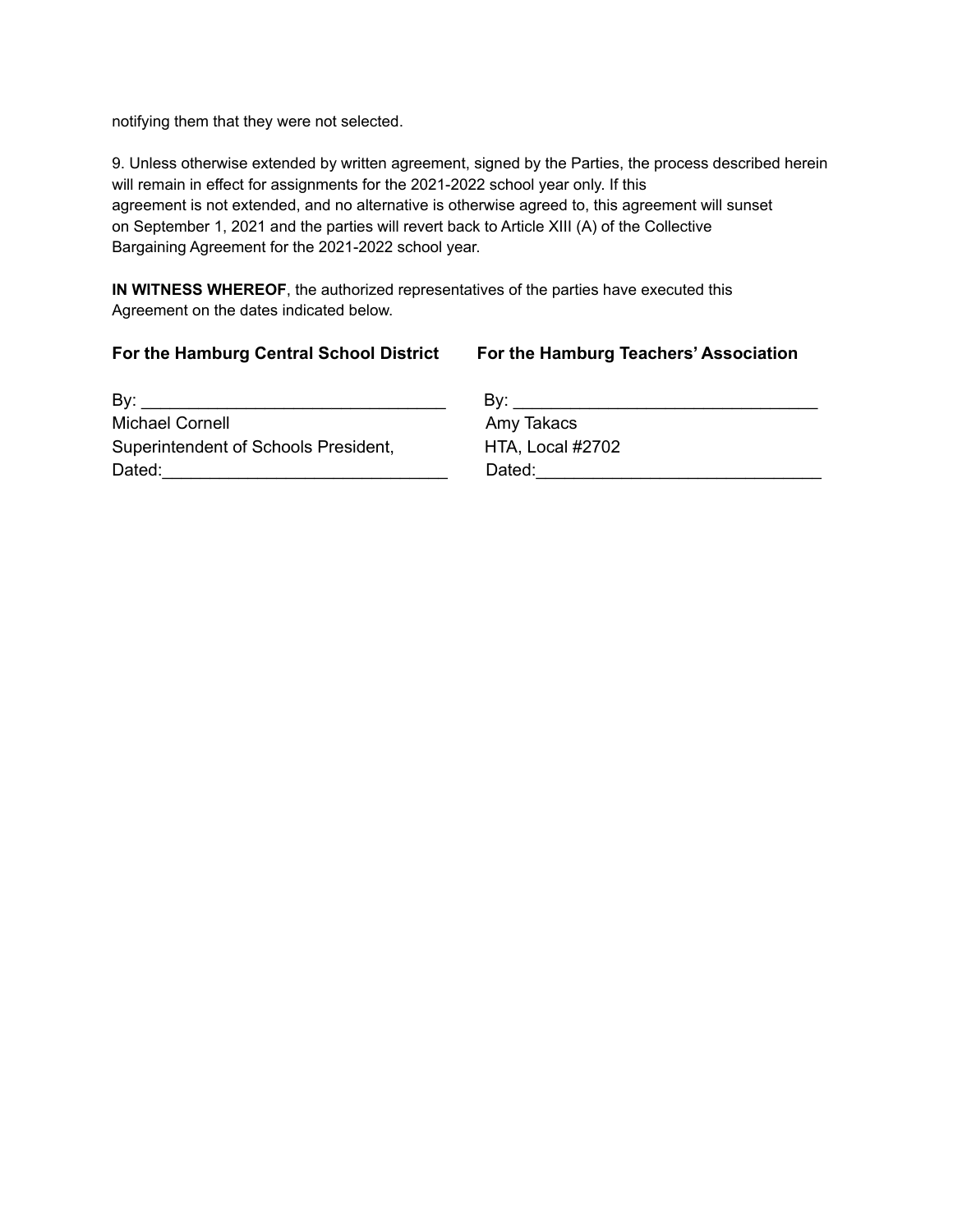notifying them that they were not selected.

9. Unless otherwise extended by written agreement, signed by the Parties, the process described herein will remain in effect for assignments for the 2021-2022 school year only. If this agreement is not extended, and no alternative is otherwise agreed to, this agreement will sunset on September 1, 2021 and the parties will revert back to Article XIII (A) of the Collective Bargaining Agreement for the 2021-2022 school year.

**IN WITNESS WHEREOF**, the authorized representatives of the parties have executed this Agreement on the dates indicated below.

| **For the Hamburg Central School District** | **For the Hamburg Teachers' Association** |
|---|---|
| By: _______________________________ | By: _______________________________ |
| Michael Cornell | Amy Takacs |
| Superintendent of Schools President, | HTA, Local #2702 |
| Dated:_____________________________ | Dated:_____________________________ |